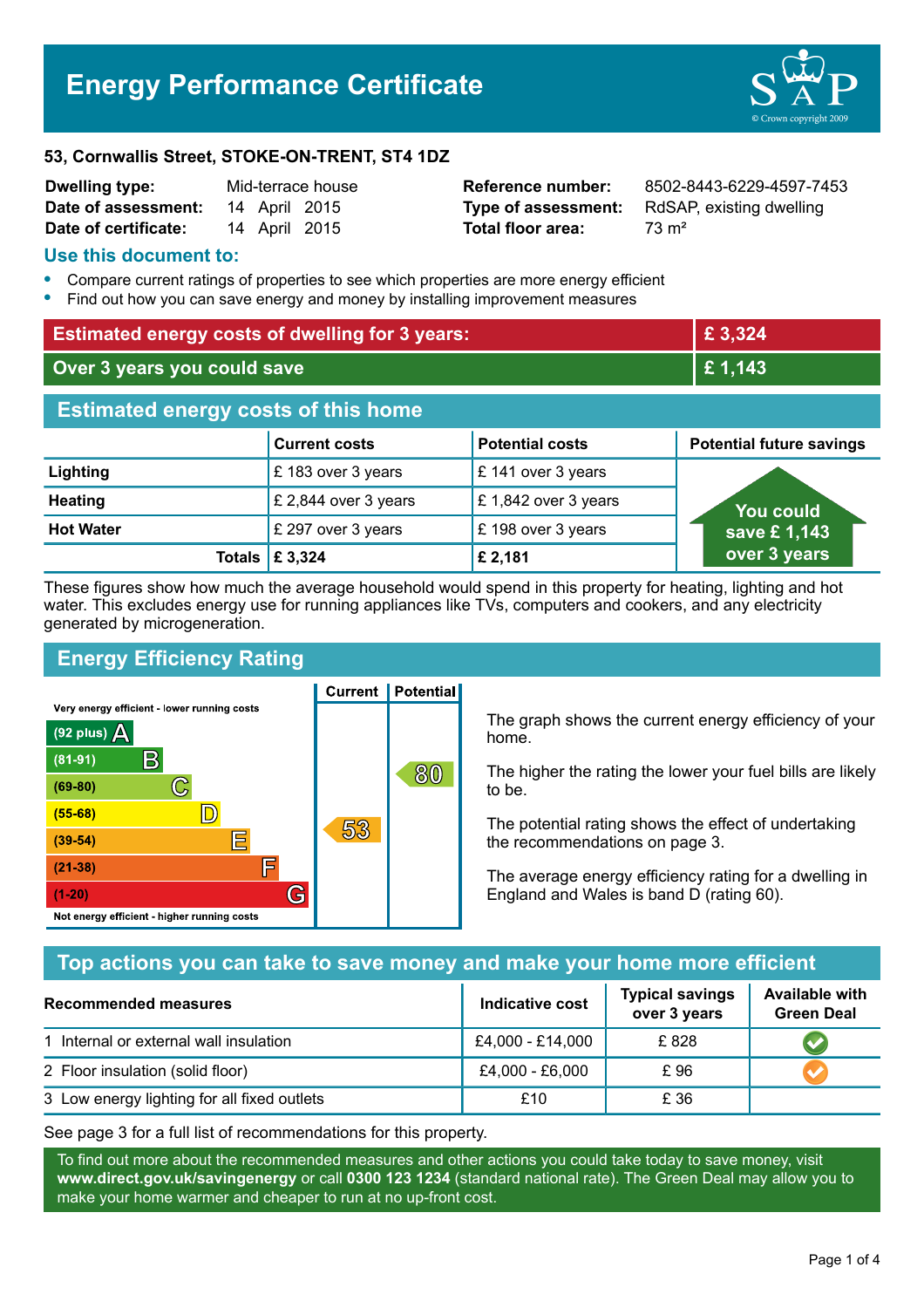# Energy Performance Certificate

**53, Cornwallis Street, STOKE-ON-TRENT, ST4 1DZ**

| | | | |
|---|---|---|---|
| **Dwelling type:** | Mid-terrace house | **Reference number:** | 8502-8443-6229-4597-7453 |
| **Date of assessment:** | 14 April 2015 | **Type of assessment:** | RdSAP, existing dwelling |
| **Date of certificate:** | 14 April 2015 | **Total floor area:** | 73 m² |

## Use this document to:

- Compare current ratings of properties to see which properties are more energy efficient
- Find out how you can save energy and money by installing improvement measures

| | |
|---|---|
| **Estimated energy costs of dwelling for 3 years:** | **£ 3,324** |
| **Over 3 years you could save** | **£ 1,143** |

## Estimated energy costs of this home

| | Current costs | Potential costs | Potential future savings |
|---|---|---|---|
| **Lighting** | £ 183 over 3 years | £ 141 over 3 years | You could save £ 1,143 over 3 years |
| **Heating** | £ 2,844 over 3 years | £ 1,842 over 3 years | |
| **Hot Water** | £ 297 over 3 years | £ 198 over 3 years | |
| **Totals** | **£ 3,324** | **£ 2,181** | |

These figures show how much the average household would spend in this property for heating, lighting and hot water. This excludes energy use for running appliances like TVs, computers and cookers, and any electricity generated by microgeneration.

## Energy Efficiency Rating

| Rating | Band | Current | Potential |
|---|---|---|---|
| Very energy efficient - lower running costs | | | |
| (92 plus) | A | | |
| (81-91) | B | | |
| (69-80) | C | | 80 |
| (55-68) | D | | |
| (39-54) | E | 53 | |
| (21-38) | F | | |
| (1-20) | G | | |
| Not energy efficient - higher running costs | | | |

The graph shows the current energy efficiency of your home.

The higher the rating the lower your fuel bills are likely to be.

The potential rating shows the effect of undertaking the recommendations on page 3.

The average energy efficiency rating for a dwelling in England and Wales is band D (rating 60).

## Top actions you can take to save money and make your home more efficient

| Recommended measures | Indicative cost | Typical savings over 3 years | Available with Green Deal |
|---|---|---|---|
| 1 Internal or external wall insulation | £4,000 - £14,000 | £ 828 | ✔ |
| 2 Floor insulation (solid floor) | £4,000 - £6,000 | £ 96 | ✔ |
| 3 Low energy lighting for all fixed outlets | £10 | £ 36 | |

See page 3 for a full list of recommendations for this property.

To find out more about the recommended measures and other actions you could take today to save money, visit **www.direct.gov.uk/savingenergy** or call **0300 123 1234** (standard national rate). The Green Deal may allow you to make your home warmer and cheaper to run at no up-front cost.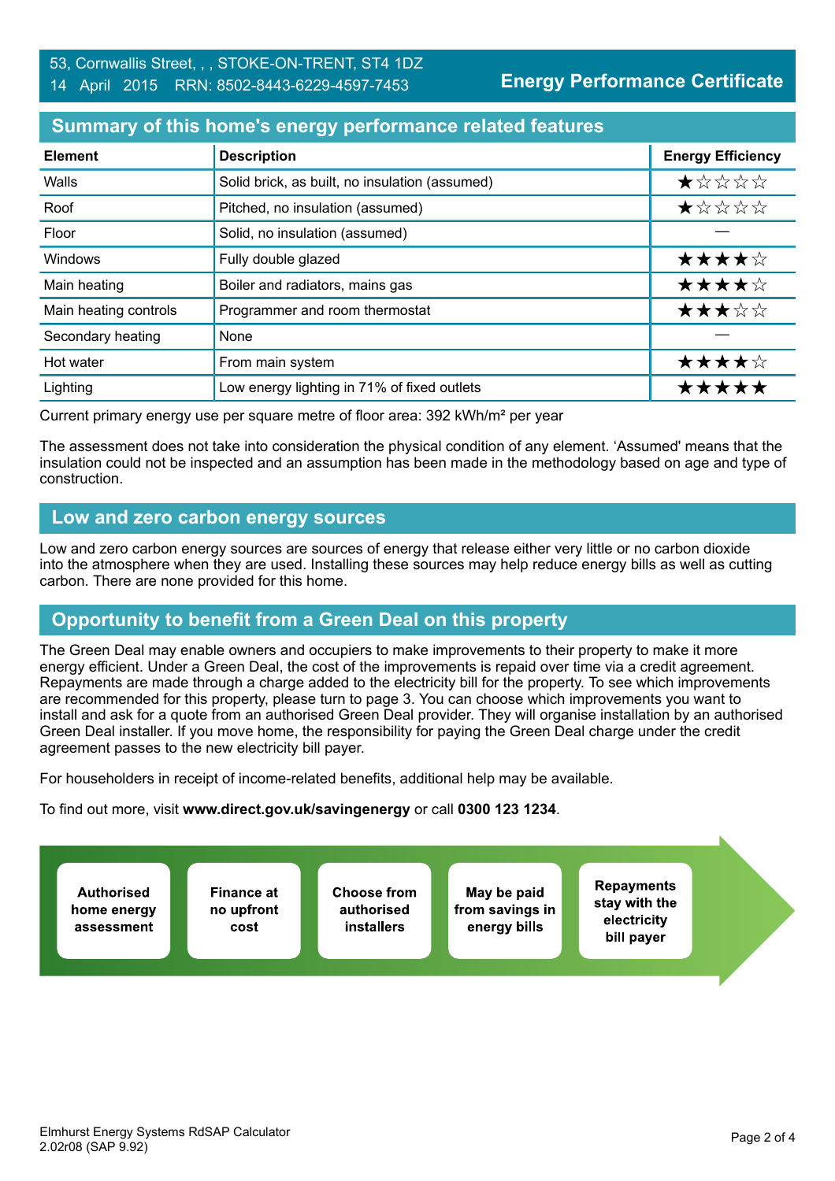53, Cornwallis Street, , , STOKE-ON-TRENT, ST4 1DZ
14 April 2015 RRN: 8502-8443-6229-4597-7453

**Energy Performance Certificate**

## Summary of this home's energy performance related features

| Element | Description | Energy Efficiency |
| --- | --- | --- |
| Walls | Solid brick, as built, no insulation (assumed) | ★☆☆☆☆ |
| Roof | Pitched, no insulation (assumed) | ★☆☆☆☆ |
| Floor | Solid, no insulation (assumed) | — |
| Windows | Fully double glazed | ★★★★☆ |
| Main heating | Boiler and radiators, mains gas | ★★★★☆ |
| Main heating controls | Programmer and room thermostat | ★★★☆☆ |
| Secondary heating | None | — |
| Hot water | From main system | ★★★★☆ |
| Lighting | Low energy lighting in 71% of fixed outlets | ★★★★★ |

Current primary energy use per square metre of floor area: 392 kWh/m² per year

The assessment does not take into consideration the physical condition of any element. 'Assumed' means that the insulation could not be inspected and an assumption has been made in the methodology based on age and type of construction.

## Low and zero carbon energy sources

Low and zero carbon energy sources are sources of energy that release either very little or no carbon dioxide into the atmosphere when they are used. Installing these sources may help reduce energy bills as well as cutting carbon. There are none provided for this home.

## Opportunity to benefit from a Green Deal on this property

The Green Deal may enable owners and occupiers to make improvements to their property to make it more energy efficient. Under a Green Deal, the cost of the improvements is repaid over time via a credit agreement. Repayments are made through a charge added to the electricity bill for the property. To see which improvements are recommended for this property, please turn to page 3. You can choose which improvements you want to install and ask for a quote from an authorised Green Deal provider. They will organise installation by an authorised Green Deal installer. If you move home, the responsibility for paying the Green Deal charge under the credit agreement passes to the new electricity bill payer.

For householders in receipt of income-related benefits, additional help may be available.

To find out more, visit **www.direct.gov.uk/savingenergy** or call **0300 123 1234**.

- **Authorised home energy assessment**
- **Finance at no upfront cost**
- **Choose from authorised installers**
- **May be paid from savings in energy bills**
- **Repayments stay with the electricity bill payer**

Elmhurst Energy Systems RdSAP Calculator 2.02r08 (SAP 9.92)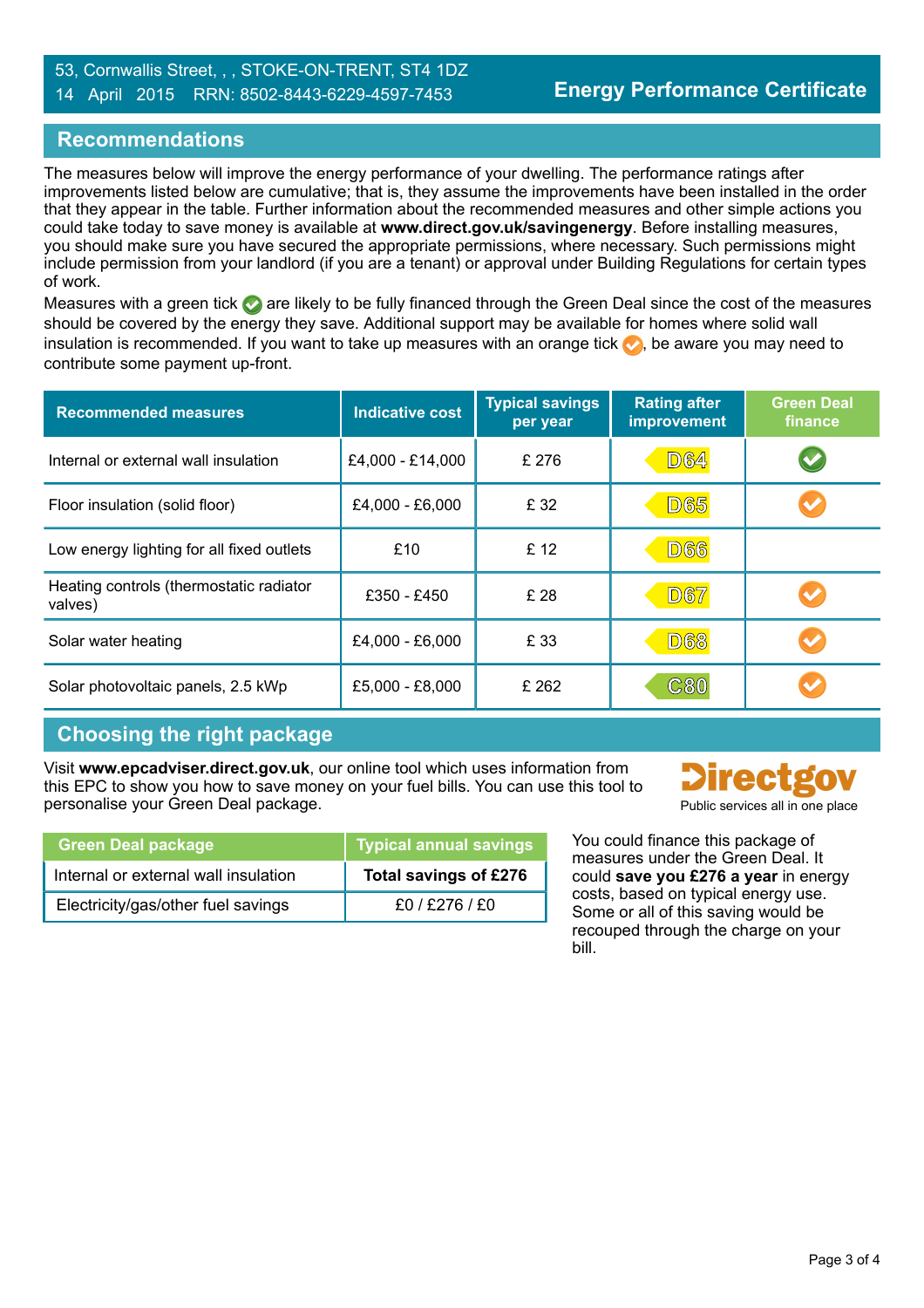53, Cornwallis Street, , , STOKE-ON-TRENT, ST4 1DZ
14 April 2015 RRN: 8502-8443-6229-4597-7453

**Energy Performance Certificate**

## Recommendations

The measures below will improve the energy performance of your dwelling. The performance ratings after improvements listed below are cumulative; that is, they assume the improvements have been installed in the order that they appear in the table. Further information about the recommended measures and other simple actions you could take today to save money is available at **www.direct.gov.uk/savingenergy**. Before installing measures, you should make sure you have secured the appropriate permissions, where necessary. Such permissions might include permission from your landlord (if you are a tenant) or approval under Building Regulations for certain types of work.

Measures with a green tick ✓ are likely to be fully financed through the Green Deal since the cost of the measures should be covered by the energy they save. Additional support may be available for homes where solid wall insulation is recommended. If you want to take up measures with an orange tick ✓, be aware you may need to contribute some payment up-front.

| Recommended measures | Indicative cost | Typical savings per year | Rating after improvement | Green Deal finance |
|---|---|---|---|---|
| Internal or external wall insulation | £4,000 - £14,000 | £ 276 | D64 | ✓ (green) |
| Floor insulation (solid floor) | £4,000 - £6,000 | £ 32 | D65 | ✓ (orange) |
| Low energy lighting for all fixed outlets | £10 | £ 12 | D66 | |
| Heating controls (thermostatic radiator valves) | £350 - £450 | £ 28 | D67 | ✓ (orange) |
| Solar water heating | £4,000 - £6,000 | £ 33 | D68 | ✓ (orange) |
| Solar photovoltaic panels, 2.5 kWp | £5,000 - £8,000 | £ 262 | C80 | ✓ (orange) |

## Choosing the right package

Visit **www.epcadviser.direct.gov.uk**, our online tool which uses information from this EPC to show you how to save money on your fuel bills. You can use this tool to personalise your Green Deal package.

Directgov
Public services all in one place

| Green Deal package | Typical annual savings |
|---|---|
| Internal or external wall insulation | **Total savings of £276** |
| Electricity/gas/other fuel savings | £0 / £276 / £0 |

You could finance this package of measures under the Green Deal. It could **save you £276 a year** in energy costs, based on typical energy use. Some or all of this saving would be recouped through the charge on your bill.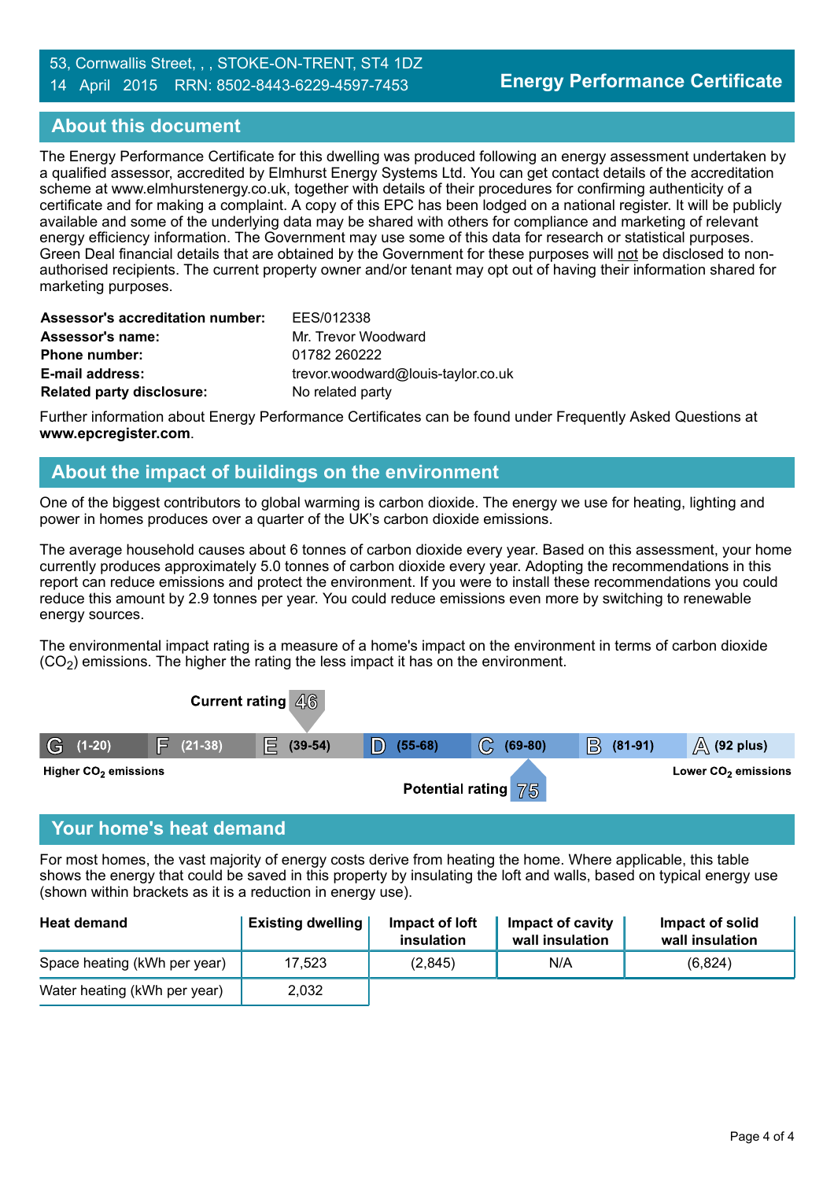53, Cornwallis Street, , , STOKE-ON-TRENT, ST4 1DZ
14 April 2015 RRN: 8502-8443-6229-4597-7453

**Energy Performance Certificate**

## About this document

The Energy Performance Certificate for this dwelling was produced following an energy assessment undertaken by a qualified assessor, accredited by Elmhurst Energy Systems Ltd. You can get contact details of the accreditation scheme at www.elmhurstenergy.co.uk, together with details of their procedures for confirming authenticity of a certificate and for making a complaint. A copy of this EPC has been lodged on a national register. It will be publicly available and some of the underlying data may be shared with others for compliance and marketing of relevant energy efficiency information. The Government may use some of this data for research or statistical purposes. Green Deal financial details that are obtained by the Government for these purposes will not be disclosed to non-authorised recipients. The current property owner and/or tenant may opt out of having their information shared for marketing purposes.

| | |
|---|---|
| **Assessor's accreditation number:** | EES/012338 |
| **Assessor's name:** | Mr. Trevor Woodward |
| **Phone number:** | 01782 260222 |
| **E-mail address:** | trevor.woodward@louis-taylor.co.uk |
| **Related party disclosure:** | No related party |

Further information about Energy Performance Certificates can be found under Frequently Asked Questions at **www.epcregister.com**.

## About the impact of buildings on the environment

One of the biggest contributors to global warming is carbon dioxide. The energy we use for heating, lighting and power in homes produces over a quarter of the UK's carbon dioxide emissions.

The average household causes about 6 tonnes of carbon dioxide every year. Based on this assessment, your home currently produces approximately 5.0 tonnes of carbon dioxide every year. Adopting the recommendations in this report can reduce emissions and protect the environment. If you were to install these recommendations you could reduce this amount by 2.9 tonnes per year. You could reduce emissions even more by switching to renewable energy sources.

The environmental impact rating is a measure of a home's impact on the environment in terms of carbon dioxide ($CO_2$) emissions. The higher the rating the less impact it has on the environment.

Current rating 46

G (1-20) F (21-38) E (39-54) D (55-68) C (69-80) B (81-91) A (92 plus)

Higher $CO_2$ emissions

Lower $CO_2$ emissions

Potential rating 75

## Your home's heat demand

For most homes, the vast majority of energy costs derive from heating the home. Where applicable, this table shows the energy that could be saved in this property by insulating the loft and walls, based on typical energy use (shown within brackets as it is a reduction in energy use).

| Heat demand | Existing dwelling | Impact of loft insulation | Impact of cavity wall insulation | Impact of solid wall insulation |
|---|---|---|---|---|
| Space heating (kWh per year) | 17,523 | (2,845) | N/A | (6,824) |
| Water heating (kWh per year) | 2,032 | | | |